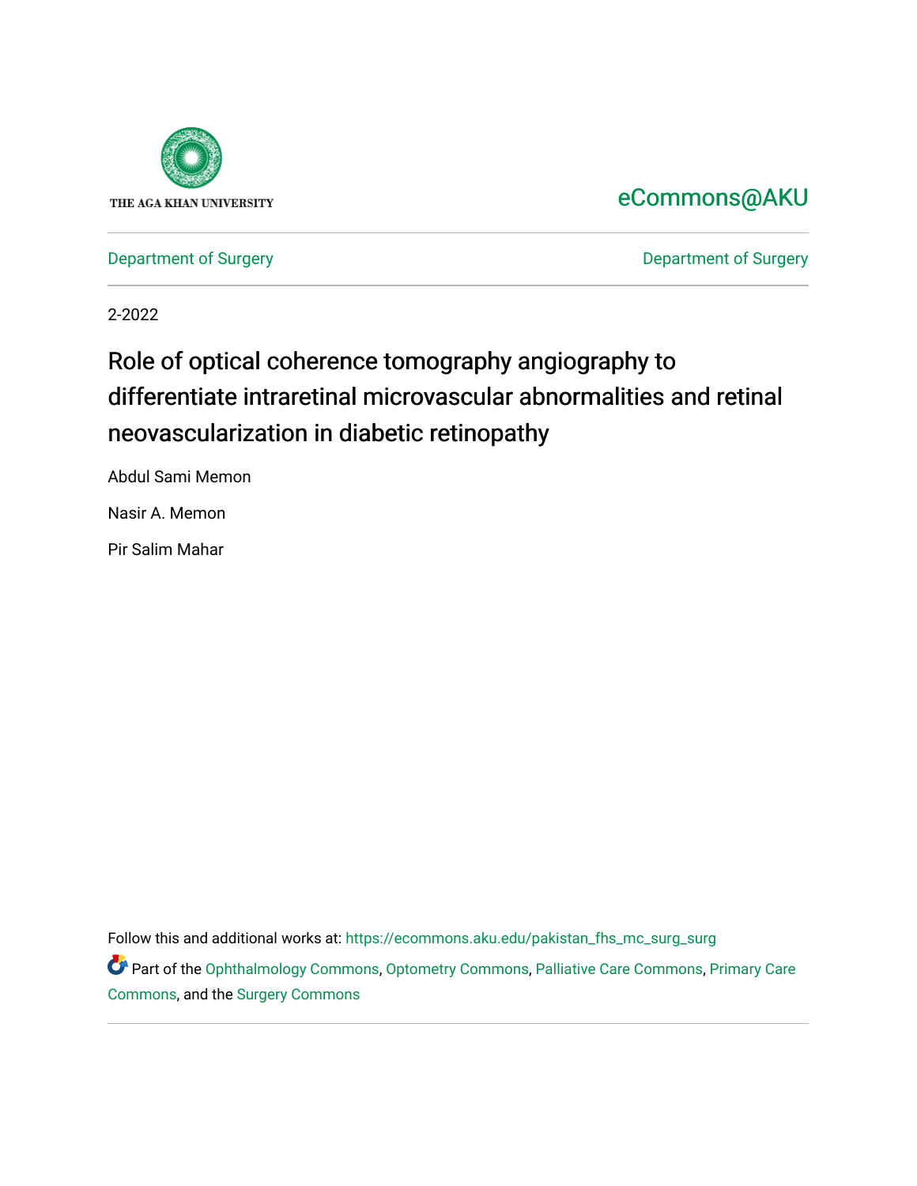THE AGA KHAN UNIVERSITY

eCommons@AKU

Department of Surgery | Department of Surgery

2-2022

# Role of optical coherence tomography angiography to differentiate intraretinal microvascular abnormalities and retinal neovascularization in diabetic retinopathy

Abdul Sami Memon

Nasir A. Memon

Pir Salim Mahar

Follow this and additional works at: https://ecommons.aku.edu/pakistan_fhs_mc_surg_surg

Part of the Ophthalmology Commons, Optometry Commons, Palliative Care Commons, Primary Care Commons, and the Surgery Commons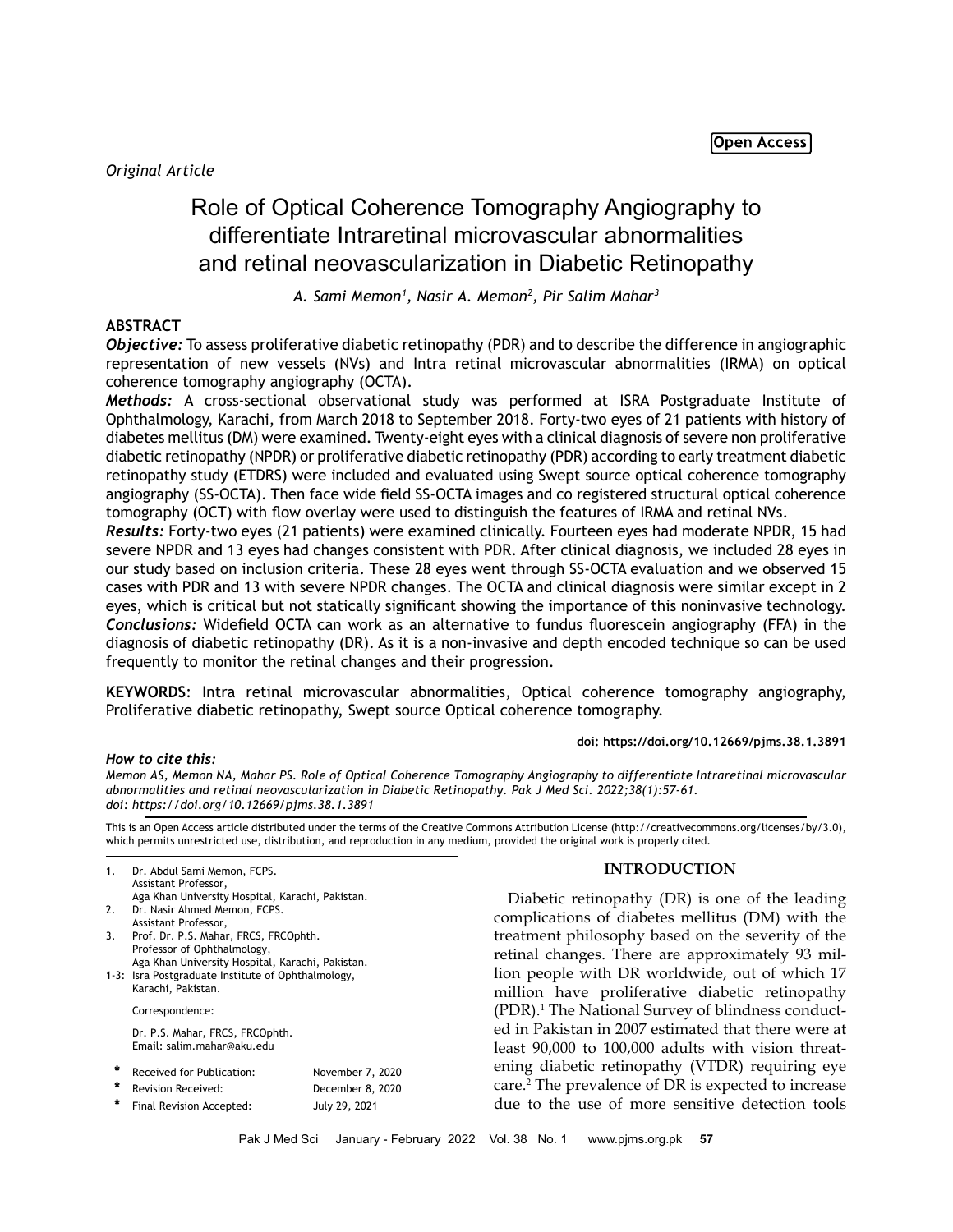*Original Article*

# Role of Optical Coherence Tomography Angiography to differentiate Intraretinal microvascular abnormalities and retinal neovascularization in Diabetic Retinopathy

*A. Sami Memon[1], Nasir A. Memon[2], Pir Salim Mahar[3]*

## ABSTRACT

***Objective:*** To assess proliferative diabetic retinopathy (PDR) and to describe the difference in angiographic representation of new vessels (NVs) and Intra retinal microvascular abnormalities (IRMA) on optical coherence tomography angiography (OCTA).

***Methods:*** A cross-sectional observational study was performed at ISRA Postgraduate Institute of Ophthalmology, Karachi, from March 2018 to September 2018. Forty-two eyes of 21 patients with history of diabetes mellitus (DM) were examined. Twenty-eight eyes with a clinical diagnosis of severe non proliferative diabetic retinopathy (NPDR) or proliferative diabetic retinopathy (PDR) according to early treatment diabetic retinopathy study (ETDRS) were included and evaluated using Swept source optical coherence tomography angiography (SS-OCTA). Then face wide field SS-OCTA images and co registered structural optical coherence tomography (OCT) with flow overlay were used to distinguish the features of IRMA and retinal NVs.

***Results:*** Forty-two eyes (21 patients) were examined clinically. Fourteen eyes had moderate NPDR, 15 had severe NPDR and 13 eyes had changes consistent with PDR. After clinical diagnosis, we included 28 eyes in our study based on inclusion criteria. These 28 eyes went through SS-OCTA evaluation and we observed 15 cases with PDR and 13 with severe NPDR changes. The OCTA and clinical diagnosis were similar except in 2 eyes, which is critical but not statically significant showing the importance of this noninvasive technology.

***Conclusions:*** Widefield OCTA can work as an alternative to fundus fluorescein angiography (FFA) in the diagnosis of diabetic retinopathy (DR). As it is a non-invasive and depth encoded technique so can be used frequently to monitor the retinal changes and their progression.

**KEYWORDS**: Intra retinal microvascular abnormalities, Optical coherence tomography angiography, Proliferative diabetic retinopathy, Swept source Optical coherence tomography.

**doi: https://doi.org/10.12669/pjms.38.1.3891**

***How to cite this:***
*Memon AS, Memon NA, Mahar PS. Role of Optical Coherence Tomography Angiography to differentiate Intraretinal microvascular abnormalities and retinal neovascularization in Diabetic Retinopathy. Pak J Med Sci. 2022;38(1):57-61.*
*doi: https://doi.org/10.12669/pjms.38.1.3891*

This is an Open Access article distributed under the terms of the Creative Commons Attribution License (http://creativecommons.org/licenses/by/3.0), which permits unrestricted use, distribution, and reproduction in any medium, provided the original work is properly cited.

1. Dr. Abdul Sami Memon, FCPS. Assistant Professor, Aga Khan University Hospital, Karachi, Pakistan.
2. Dr. Nasir Ahmed Memon, FCPS. Assistant Professor,
3. Prof. Dr. P.S. Mahar, FRCS, FRCOphth. Professor of Ophthalmology, Aga Khan University Hospital, Karachi, Pakistan.

1-3: Isra Postgraduate Institute of Ophthalmology, Karachi, Pakistan.

Correspondence:

Dr. P.S. Mahar, FRCS, FRCOphth.
Email: salim.mahar@aku.edu

- Received for Publication: November 7, 2020
- Revision Received: December 8, 2020
- Final Revision Accepted: July 29, 2021

## INTRODUCTION

Diabetic retinopathy (DR) is one of the leading complications of diabetes mellitus (DM) with the treatment philosophy based on the severity of the retinal changes. There are approximately 93 million people with DR worldwide, out of which 17 million have proliferative diabetic retinopathy (PDR).[1] The National Survey of blindness conducted in Pakistan in 2007 estimated that there were at least 90,000 to 100,000 adults with vision threatening diabetic retinopathy (VTDR) requiring eye care.[2] The prevalence of DR is expected to increase due to the use of more sensitive detection tools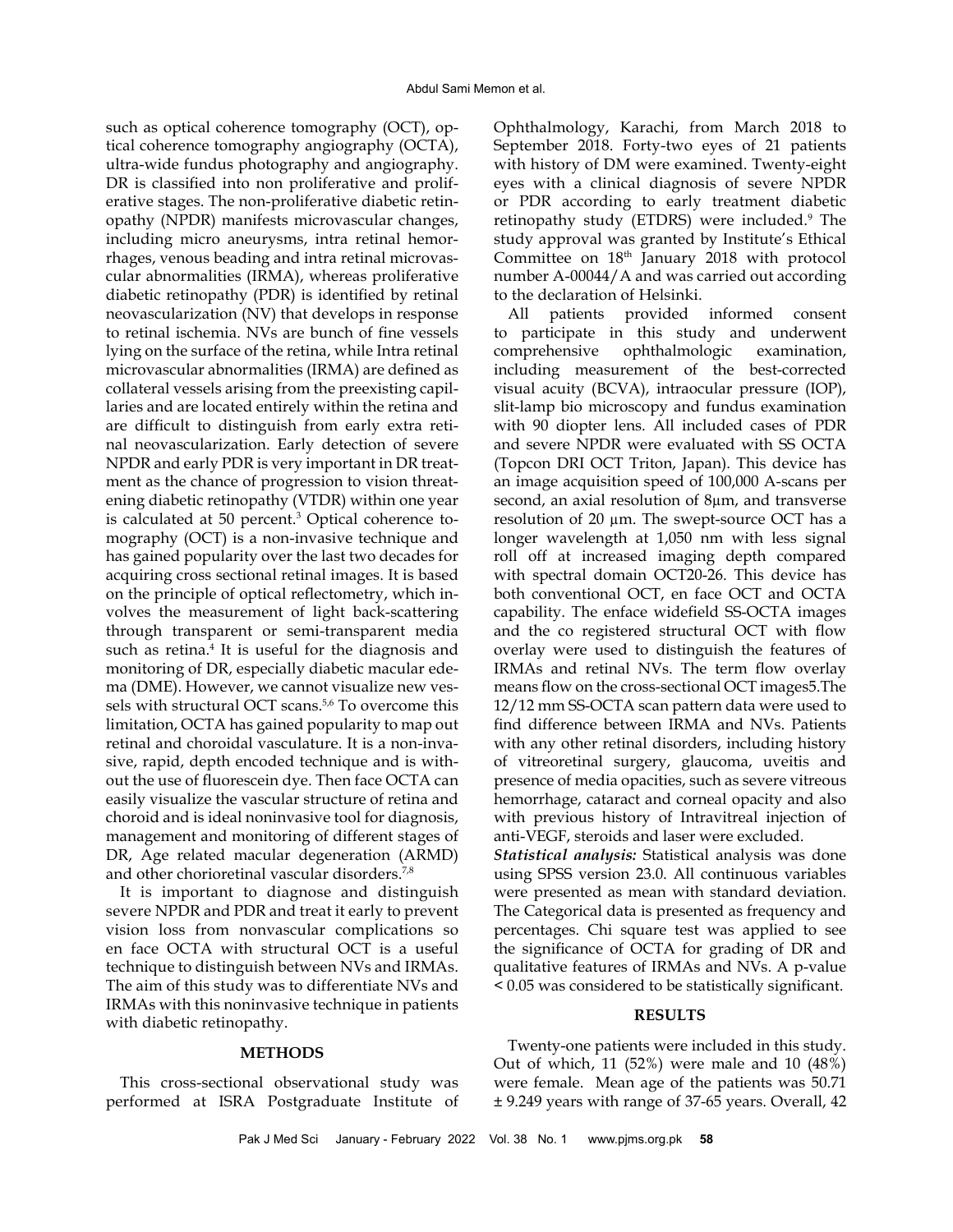such as optical coherence tomography (OCT), optical coherence tomography angiography (OCTA), ultra-wide fundus photography and angiography. DR is classified into non proliferative and proliferative stages. The non-proliferative diabetic retinopathy (NPDR) manifests microvascular changes, including micro aneurysms, intra retinal hemorrhages, venous beading and intra retinal microvascular abnormalities (IRMA), whereas proliferative diabetic retinopathy (PDR) is identified by retinal neovascularization (NV) that develops in response to retinal ischemia. NVs are bunch of fine vessels lying on the surface of the retina, while Intra retinal microvascular abnormalities (IRMA) are defined as collateral vessels arising from the preexisting capillaries and are located entirely within the retina and are difficult to distinguish from early extra retinal neovascularization. Early detection of severe NPDR and early PDR is very important in DR treatment as the chance of progression to vision threatening diabetic retinopathy (VTDR) within one year is calculated at 50 percent.[3] Optical coherence tomography (OCT) is a non-invasive technique and has gained popularity over the last two decades for acquiring cross sectional retinal images. It is based on the principle of optical reflectometry, which involves the measurement of light back-scattering through transparent or semi-transparent media such as retina.[4] It is useful for the diagnosis and monitoring of DR, especially diabetic macular edema (DME). However, we cannot visualize new vessels with structural OCT scans.[5,6] To overcome this limitation, OCTA has gained popularity to map out retinal and choroidal vasculature. It is a non-invasive, rapid, depth encoded technique and is without the use of fluorescein dye. Then face OCTA can easily visualize the vascular structure of retina and choroid and is ideal noninvasive tool for diagnosis, management and monitoring of different stages of DR, Age related macular degeneration (ARMD) and other chorioretinal vascular disorders.[7,8]

It is important to diagnose and distinguish severe NPDR and PDR and treat it early to prevent vision loss from nonvascular complications so en face OCTA with structural OCT is a useful technique to distinguish between NVs and IRMAs. The aim of this study was to differentiate NVs and IRMAs with this noninvasive technique in patients with diabetic retinopathy.

## METHODS

This cross-sectional observational study was performed at ISRA Postgraduate Institute of Ophthalmology, Karachi, from March 2018 to September 2018. Forty-two eyes of 21 patients with history of DM were examined. Twenty-eight eyes with a clinical diagnosis of severe NPDR or PDR according to early treatment diabetic retinopathy study (ETDRS) were included.[9] The study approval was granted by Institute's Ethical Committee on 18th January 2018 with protocol number A-00044/A and was carried out according to the declaration of Helsinki.

All patients provided informed consent to participate in this study and underwent comprehensive ophthalmologic examination, including measurement of the best-corrected visual acuity (BCVA), intraocular pressure (IOP), slit-lamp bio microscopy and fundus examination with 90 diopter lens. All included cases of PDR and severe NPDR were evaluated with SS OCTA (Topcon DRI OCT Triton, Japan). This device has an image acquisition speed of 100,000 A-scans per second, an axial resolution of 8µm, and transverse resolution of 20 µm. The swept-source OCT has a longer wavelength at 1,050 nm with less signal roll off at increased imaging depth compared with spectral domain OCT20-26. This device has both conventional OCT, en face OCT and OCTA capability. The enface widefield SS-OCTA images and the co registered structural OCT with flow overlay were used to distinguish the features of IRMAs and retinal NVs. The term flow overlay means flow on the cross-sectional OCT images5.The 12/12 mm SS-OCTA scan pattern data were used to find difference between IRMA and NVs. Patients with any other retinal disorders, including history of vitreoretinal surgery, glaucoma, uveitis and presence of media opacities, such as severe vitreous hemorrhage, cataract and corneal opacity and also with previous history of Intravitreal injection of anti-VEGF, steroids and laser were excluded.

***Statistical analysis:*** Statistical analysis was done using SPSS version 23.0. All continuous variables were presented as mean with standard deviation. The Categorical data is presented as frequency and percentages. Chi square test was applied to see the significance of OCTA for grading of DR and qualitative features of IRMAs and NVs. A p-value < 0.05 was considered to be statistically significant.

## RESULTS

Twenty-one patients were included in this study. Out of which, 11 (52%) were male and 10 (48%) were female. Mean age of the patients was 50.71 ± 9.249 years with range of 37-65 years. Overall, 42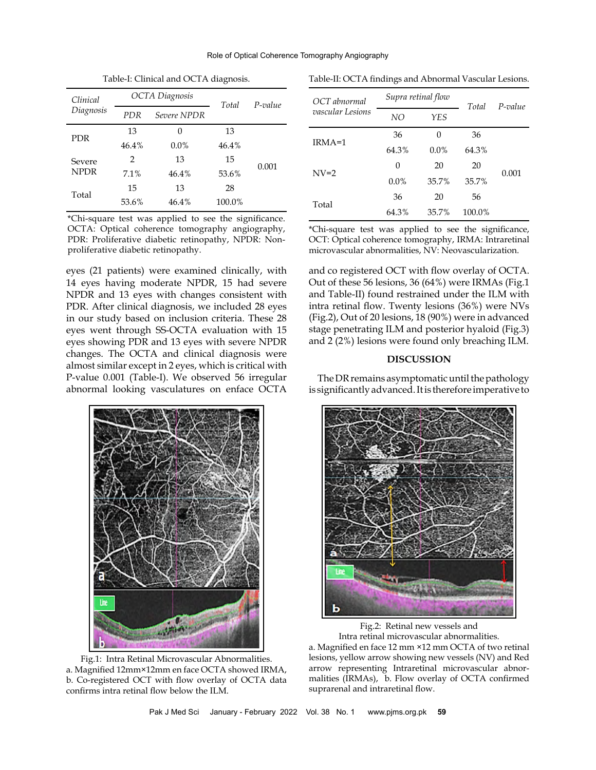Table-I: Clinical and OCTA diagnosis.

| *Clinical Diagnosis* | *OCTA Diagnosis* | | *Total* | *P-value* |
|---|---|---|---|---|
| | *PDR* | *Severe NPDR* | | |
| PDR | 13 | 0 | 13 | 0.001 |
| | 46.4% | 0.0% | 46.4% | |
| Severe NPDR | 2 | 13 | 15 | |
| | 7.1% | 46.4% | 53.6% | |
| Total | 15 | 13 | 28 | |
| | 53.6% | 46.4% | 100.0% | |

*Chi-square test was applied to see the significance. OCTA: Optical coherence tomography angiography, PDR: Proliferative diabetic retinopathy, NPDR: Non-proliferative diabetic retinopathy.

eyes (21 patients) were examined clinically, with 14 eyes having moderate NPDR, 15 had severe NPDR and 13 eyes with changes consistent with PDR. After clinical diagnosis, we included 28 eyes in our study based on inclusion criteria. These 28 eyes went through SS-OCTA evaluation with 15 eyes showing PDR and 13 eyes with severe NPDR changes. The OCTA and clinical diagnosis were almost similar except in 2 eyes, which is critical with P-value 0.001 (Table-I). We observed 56 irregular abnormal looking vasculatures on enface OCTA and co registered OCT with flow overlay of OCTA. Out of these 56 lesions, 36 (64%) were IRMAs (Fig.1 and Table-II) found restrained under the ILM with intra retinal flow. Twenty lesions (36%) were NVs (Fig.2), Out of 20 lesions, 18 (90%) were in advanced stage penetrating ILM and posterior hyaloid (Fig.3) and 2 (2%) lesions were found only breaching ILM.

Table-II: OCTA findings and Abnormal Vascular Lesions.

| *OCT abnormal vascular Lesions* | *Supra retinal flow* | | *Total* | *P-value* |
|---|---|---|---|---|
| | *NO* | *YES* | | |
| IRMA=1 | 36 | 0 | 36 | 0.001 |
| | 64.3% | 0.0% | 64.3% | |
| NV=2 | 0 | 20 | 20 | |
| | 0.0% | 35.7% | 35.7% | |
| Total | 36 | 20 | 56 | |
| | 64.3% | 35.7% | 100.0% | |

*Chi-square test was applied to see the significance, OCT: Optical coherence tomography, IRMA: Intraretinal microvascular abnormalities, NV: Neovascularization.

Fig.1: Intra Retinal Microvascular Abnormalities.
a. Magnified 12mm×12mm en face OCTA showed IRMA, b. Co-registered OCT with flow overlay of OCTA data confirms intra retinal flow below the ILM.

Fig.2: Retinal new vessels and Intra retinal microvascular abnormalities.
a. Magnified en face 12 mm ×12 mm OCTA of two retinal lesions, yellow arrow showing new vessels (NV) and Red arrow representing Intraretinal microvascular abnormalities (IRMAs), b. Flow overlay of OCTA confirmed suprarenal and intraretinal flow.

## DISCUSSION

The DR remains asymptomatic until the pathology is significantly advanced. It is therefore imperative to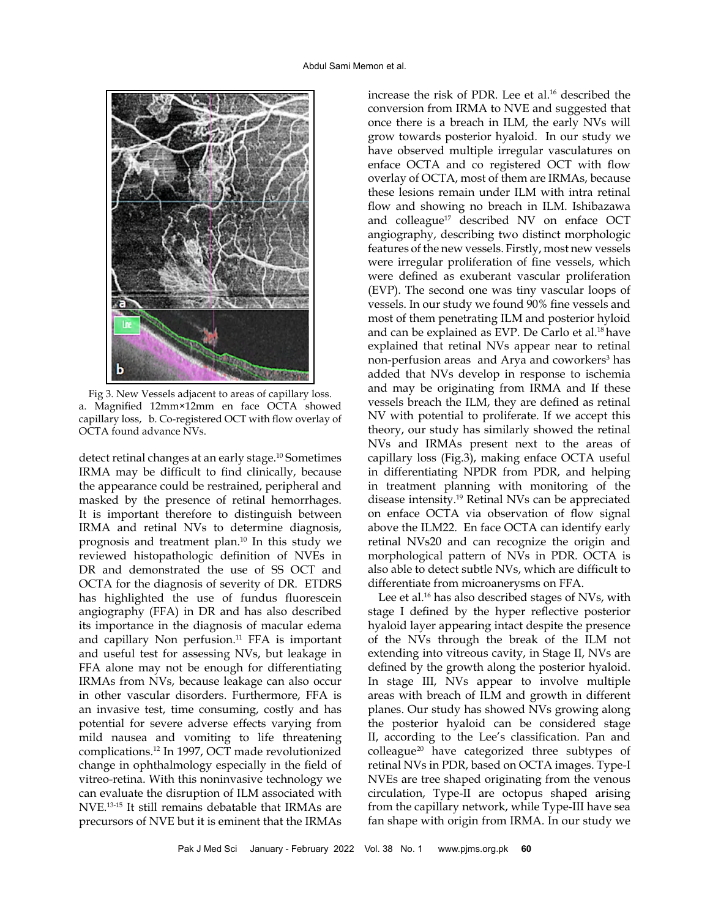Fig 3. New Vessels adjacent to areas of capillary loss. a. Magnified 12mm×12mm en face OCTA showed capillary loss, b. Co-registered OCT with flow overlay of OCTA found advance NVs.

detect retinal changes at an early stage.[10] Sometimes IRMA may be difficult to find clinically, because the appearance could be restrained, peripheral and masked by the presence of retinal hemorrhages. It is important therefore to distinguish between IRMA and retinal NVs to determine diagnosis, prognosis and treatment plan.[10] In this study we reviewed histopathologic definition of NVEs in DR and demonstrated the use of SS OCT and OCTA for the diagnosis of severity of DR. ETDRS has highlighted the use of fundus fluorescein angiography (FFA) in DR and has also described its importance in the diagnosis of macular edema and capillary Non perfusion.[11] FFA is important and useful test for assessing NVs, but leakage in FFA alone may not be enough for differentiating IRMAs from NVs, because leakage can also occur in other vascular disorders. Furthermore, FFA is an invasive test, time consuming, costly and has potential for severe adverse effects varying from mild nausea and vomiting to life threatening complications.[12] In 1997, OCT made revolutionized change in ophthalmology especially in the field of vitreo-retina. With this noninvasive technology we can evaluate the disruption of ILM associated with NVE.[13-15] It still remains debatable that IRMAs are precursors of NVE but it is eminent that the IRMAs increase the risk of PDR. Lee et al.[16] described the conversion from IRMA to NVE and suggested that once there is a breach in ILM, the early NVs will grow towards posterior hyaloid. In our study we have observed multiple irregular vasculatures on enface OCTA and co registered OCT with flow overlay of OCTA, most of them are IRMAs, because these lesions remain under ILM with intra retinal flow and showing no breach in ILM. Ishibazawa and colleague[17] described NV on enface OCT angiography, describing two distinct morphologic features of the new vessels. Firstly, most new vessels were irregular proliferation of fine vessels, which were defined as exuberant vascular proliferation (EVP). The second one was tiny vascular loops of vessels. In our study we found 90% fine vessels and most of them penetrating ILM and posterior hyloid and can be explained as EVP. De Carlo et al.[18] have explained that retinal NVs appear near to retinal non-perfusion areas and Arya and coworkers[3] has added that NVs develop in response to ischemia and may be originating from IRMA and If these vessels breach the ILM, they are defined as retinal NV with potential to proliferate. If we accept this theory, our study has similarly showed the retinal NVs and IRMAs present next to the areas of capillary loss (Fig.3), making enface OCTA useful in differentiating NPDR from PDR, and helping in treatment planning with monitoring of the disease intensity.[19] Retinal NVs can be appreciated on enface OCTA via observation of flow signal above the ILM22. En face OCTA can identify early retinal NVs20 and can recognize the origin and morphological pattern of NVs in PDR. OCTA is also able to detect subtle NVs, which are difficult to differentiate from microaneurysms on FFA.

Lee et al.[16] has also described stages of NVs, with stage I defined by the hyper reflective posterior hyaloid layer appearing intact despite the presence of the NVs through the break of the ILM not extending into vitreous cavity, in Stage II, NVs are defined by the growth along the posterior hyaloid. In stage III, NVs appear to involve multiple areas with breach of ILM and growth in different planes. Our study has showed NVs growing along the posterior hyaloid can be considered stage II, according to the Lee's classification. Pan and colleague[20] have categorized three subtypes of retinal NVs in PDR, based on OCTA images. Type-I NVEs are tree shaped originating from the venous circulation, Type-II are octopus shaped arising from the capillary network, while Type-III have sea fan shape with origin from IRMA. In our study we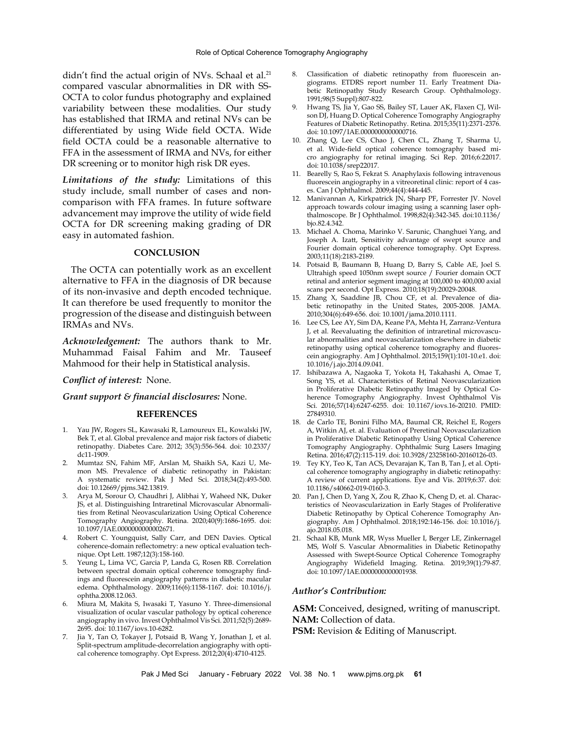didn't find the actual origin of NVs. Schaal et al.[21] compared vascular abnormalities in DR with SS-OCTA to color fundus photography and explained variability between these modalities. Our study has established that IRMA and retinal NVs can be differentiated by using Wide field OCTA. Wide field OCTA could be a reasonable alternative to FFA in the assessment of IRMA and NVs, for either DR screening or to monitor high risk DR eyes.

***Limitations of the study:*** Limitations of this study include, small number of cases and non-comparison with FFA frames. In future software advancement may improve the utility of wide field OCTA for DR screening making grading of DR easy in automated fashion.

## CONCLUSION

The OCTA can potentially work as an excellent alternative to FFA in the diagnosis of DR because of its non-invasive and depth encoded technique. It can therefore be used frequently to monitor the progression of the disease and distinguish between IRMAs and NVs.

***Acknowledgement:*** The authors thank to Mr. Muhammad Faisal Fahim and Mr. Tauseef Mahmood for their help in Statistical analysis.

***Conflict of interest:*** None.

***Grant support & financial disclosures:*** None.

## REFERENCES

1. Yau JW, Rogers SL, Kawasaki R, Lamoureux EL, Kowalski JW, Bek T, et al. Global prevalence and major risk factors of diabetic retinopathy. Diabetes Care. 2012; 35(3):556-564. doi: 10.2337/dc11-1909.
2. Mumtaz SN, Fahim MF, Arslan M, Shaikh SA, Kazi U, Memon MS. Prevalence of diabetic retinopathy in Pakistan: A systematic review. Pak J Med Sci. 2018;34(2):493-500. doi: 10.12669/pjms.342.13819.
3. Arya M, Sorour O, Chaudhri J, Alibhai Y, Waheed NK, Duker JS, et al. Distinguishing Intraretinal Microvascular Abnormalities from Retinal Neovascularization Using Optical Coherence Tomography Angiography. Retina. 2020;40(9):1686-1695. doi: 10.1097/IAE.0000000000002671.
4. Robert C. Youngquist, Sally Carr, and DEN Davies. Optical coherence-domain reflectometry: a new optical evaluation technique. Opt Lett. 1987;12(3):158-160.
5. Yeung L, Lima VC, Garcia P, Landa G, Rosen RB. Correlation between spectral domain optical coherence tomography findings and fluorescein angiography patterns in diabetic macular edema. Ophthalmology. 2009;116(6):1158-1167. doi: 10.1016/j.ophtha.2008.12.063.
6. Miura M, Makita S, Iwasaki T, Yasuno Y. Three-dimensional visualization of ocular vascular pathology by optical coherence angiography in vivo. Invest Ophthalmol Vis Sci. 2011;52(5):2689-2695. doi: 10.1167/iovs.10-6282.
7. Jia Y, Tan O, Tokayer J, Potsaid B, Wang Y, Jonathan J, et al. Split-spectrum amplitude-decorrelation angiography with optical coherence tomography. Opt Express. 2012;20(4):4710-4125.
8. Classification of diabetic retinopathy from fluorescein angiograms. ETDRS report number 11. Early Treatment Diabetic Retinopathy Study Research Group. Ophthalmology. 1991;98(5 Suppl):807-822.
9. Hwang TS, Jia Y, Gao SS, Bailey ST, Lauer AK, Flaxen CJ, Wilson DJ, Huang D. Optical Coherence Tomography Angiography Features of Diabetic Retinopathy. Retina. 2015;35(11):2371-2376. doi: 10.1097/IAE.0000000000000716.
10. Zhang Q, Lee CS, Chao J, Chen CL, Zhang T, Sharma U, et al. Wide-field optical coherence tomography based micro angiography for retinal imaging. Sci Rep. 2016;6:22017. doi: 10.1038/srep22017.
11. Bearelly S, Rao S, Fekrat S. Anaphylaxis following intravenous fluorescein angiography in a vitreoretinal clinic: report of 4 cases. Can J Ophthalmol. 2009;44(4):444-445.
12. Manivannan A, Kirkpatrick JN, Sharp PF, Forrester JV. Novel approach towards colour imaging using a scanning laser ophthalmoscope. Br J Ophthalmol. 1998;82(4):342-345. doi:10.1136/bjo.82.4.342.
13. Michael A. Choma, Marinko V. Sarunic, Changhuei Yang, and Joseph A. Izatt, Sensitivity advantage of swept source and Fourier domain optical coherence tomography. Opt Express. 2003;11(18):2183-2189.
14. Potsaid B, Baumann B, Huang D, Barry S, Cable AE, Joel S. Ultrahigh speed 1050nm swept source / Fourier domain OCT retinal and anterior segment imaging at 100,000 to 400,000 axial scans per second. Opt Express. 2010;18(19):20029-20048.
15. Zhang X, Saaddine JB, Chou CF, et al. Prevalence of diabetic retinopathy in the United States, 2005-2008. JAMA. 2010;304(6):649-656. doi: 10.1001/jama.2010.1111.
16. Lee CS, Lee AY, Sim DA, Keane PA, Mehta H, Zarranz-Ventura J, et al. Reevaluating the definition of intraretinal microvascular abnormalities and neovascularization elsewhere in diabetic retinopathy using optical coherence tomography and fluorescein angiography. Am J Ophthalmol. 2015;159(1):101-10.e1. doi: 10.1016/j.ajo.2014.09.041.
17. Ishibazawa A, Nagaoka T, Yokota H, Takahashi A, Omae T, Song YS, et al. Characteristics of Retinal Neovascularization in Proliferative Diabetic Retinopathy Imaged by Optical Coherence Tomography Angiography. Invest Ophthalmol Vis Sci. 2016;57(14):6247-6255. doi: 10.1167/iovs.16-20210. PMID: 27849310.
18. de Carlo TE, Bonini Filho MA, Baumal CR, Reichel E, Rogers A, Witkin AJ, et. al. Evaluation of Preretinal Neovascularization in Proliferative Diabetic Retinopathy Using Optical Coherence Tomography Angiography. Ophthalmic Surg Lasers Imaging Retina. 2016;47(2):115-119. doi: 10.3928/23258160-20160126-03.
19. Tey KY, Teo K, Tan ACS, Devarajan K, Tan B, Tan J, et al. Optical coherence tomography angiography in diabetic retinopathy: A review of current applications. Eye and Vis. 2019;6:37. doi: 10.1186/s40662-019-0160-3.
20. Pan J, Chen D, Yang X, Zou R, Zhao K, Cheng D, et. al. Characteristics of Neovascularization in Early Stages of Proliferative Diabetic Retinopathy by Optical Coherence Tomography Angiography. Am J Ophthalmol. 2018;192:146-156. doi: 10.1016/j.ajo.2018.05.018.
21. Schaal KB, Munk MR, Wyss Mueller I, Berger LE, Zinkernagel MS, Wolf S. Vascular Abnormalities in Diabetic Retinopathy Assessed with Swept-Source Optical Coherence Tomography Angiography Widefield Imaging. Retina. 2019;39(1):79-87. doi: 10.1097/IAE.0000000000001938.

### *Author's Contribution:*

**ASM:** Conceived, designed, writing of manuscript.
**NAM:** Collection of data.
**PSM:** Revision & Editing of Manuscript.